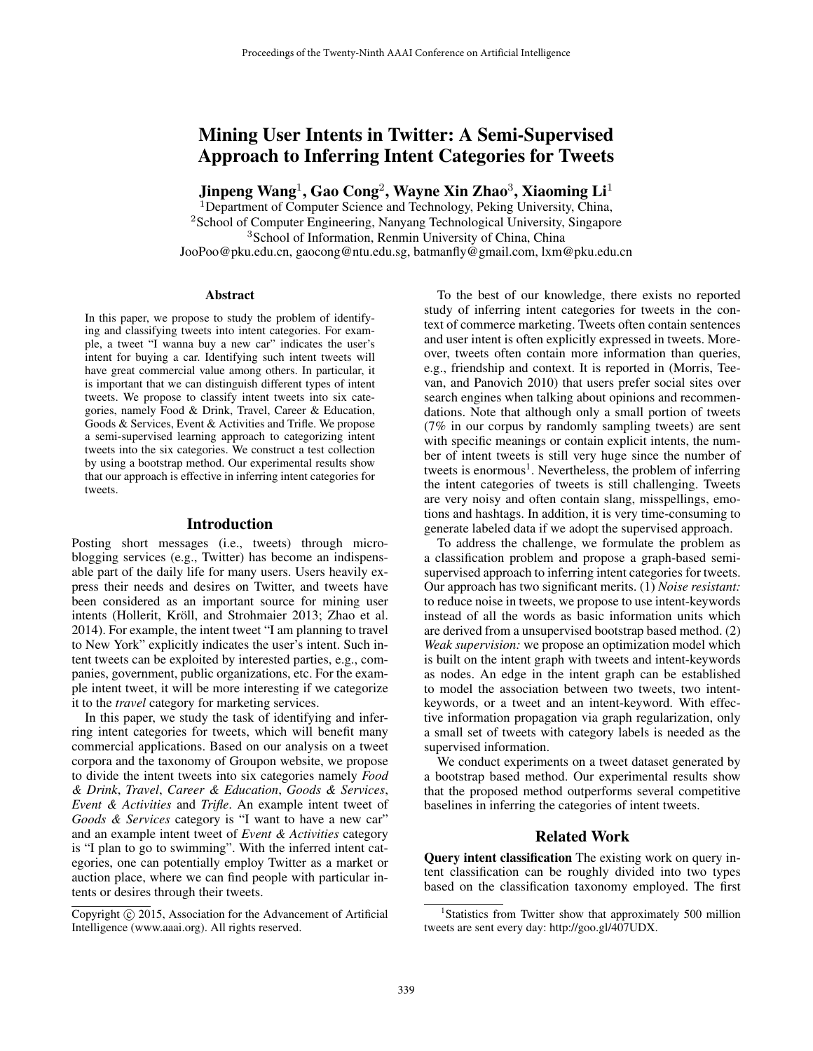# Mining User Intents in Twitter: A Semi-Supervised Approach to Inferring Intent Categories for Tweets

**Jinpeng Wang**[1], **Gao Cong**[2], **Wayne Xin Zhao**[3], **Xiaoming Li**[1]

[1]Department of Computer Science and Technology, Peking University, China,
[2]School of Computer Engineering, Nanyang Technological University, Singapore
[3]School of Information, Renmin University of China, China
JooPoo@pku.edu.cn, gaocong@ntu.edu.sg, batmanfly@gmail.com, lxm@pku.edu.cn

## Abstract

In this paper, we propose to study the problem of identifying and classifying tweets into intent categories. For example, a tweet "I wanna buy a new car" indicates the user's intent for buying a car. Identifying such intent tweets will have great commercial value among others. In particular, it is important that we can distinguish different types of intent tweets. We propose to classify intent tweets into six categories, namely Food & Drink, Travel, Career & Education, Goods & Services, Event & Activities and Trifle. We propose a semi-supervised learning approach to categorizing intent tweets into the six categories. We construct a test collection by using a bootstrap method. Our experimental results show that our approach is effective in inferring intent categories for tweets.

## Introduction

Posting short messages (i.e., tweets) through microblogging services (e.g., Twitter) has become an indispensable part of the daily life for many users. Users heavily express their needs and desires on Twitter, and tweets have been considered as an important source for mining user intents (Hollerit, Kröll, and Strohmaier 2013; Zhao et al. 2014). For example, the intent tweet "I am planning to travel to New York" explicitly indicates the user's intent. Such intent tweets can be exploited by interested parties, e.g., companies, government, public organizations, etc. For the example intent tweet, it will be more interesting if we categorize it to the *travel* category for marketing services.

In this paper, we study the task of identifying and inferring intent categories for tweets, which will benefit many commercial applications. Based on our analysis on a tweet corpora and the taxonomy of Groupon website, we propose to divide the intent tweets into six categories namely *Food & Drink*, *Travel*, *Career & Education*, *Goods & Services*, *Event & Activities* and *Trifle*. An example intent tweet of *Goods & Services* category is "I want to have a new car" and an example intent tweet of *Event & Activities* category is "I plan to go to swimming". With the inferred intent categories, one can potentially employ Twitter as a market or auction place, where we can find people with particular intents or desires through their tweets.

To the best of our knowledge, there exists no reported study of inferring intent categories for tweets in the context of commerce marketing. Tweets often contain sentences and user intent is often explicitly expressed in tweets. Moreover, tweets often contain more information than queries, e.g., friendship and context. It is reported in (Morris, Teevan, and Panovich 2010) that users prefer social sites over search engines when talking about opinions and recommendations. Note that although only a small portion of tweets (7% in our corpus by randomly sampling tweets) are sent with specific meanings or contain explicit intents, the number of intent tweets is still very huge since the number of tweets is enormous[1]. Nevertheless, the problem of inferring the intent categories of tweets is still challenging. Tweets are very noisy and often contain slang, misspellings, emotions and hashtags. In addition, it is very time-consuming to generate labeled data if we adopt the supervised approach.

To address the challenge, we formulate the problem as a classification problem and propose a graph-based semi-supervised approach to inferring intent categories for tweets. Our approach has two significant merits. (1) *Noise resistant:* to reduce noise in tweets, we propose to use intent-keywords instead of all the words as basic information units which are derived from a unsupervised bootstrap based method. (2) *Weak supervision:* we propose an optimization model which is built on the intent graph with tweets and intent-keywords as nodes. An edge in the intent graph can be established to model the association between two tweets, two intent-keywords, or a tweet and an intent-keyword. With effective information propagation via graph regularization, only a small set of tweets with category labels is needed as the supervised information.

We conduct experiments on a tweet dataset generated by a bootstrap based method. Our experimental results show that the proposed method outperforms several competitive baselines in inferring the categories of intent tweets.

## Related Work

**Query intent classification** The existing work on query intent classification can be roughly divided into two types based on the classification taxonomy employed. The first

---

Copyright © 2015, Association for the Advancement of Artificial Intelligence (www.aaai.org). All rights reserved.

[1]Statistics from Twitter show that approximately 500 million tweets are sent every day: http://goo.gl/407UDX.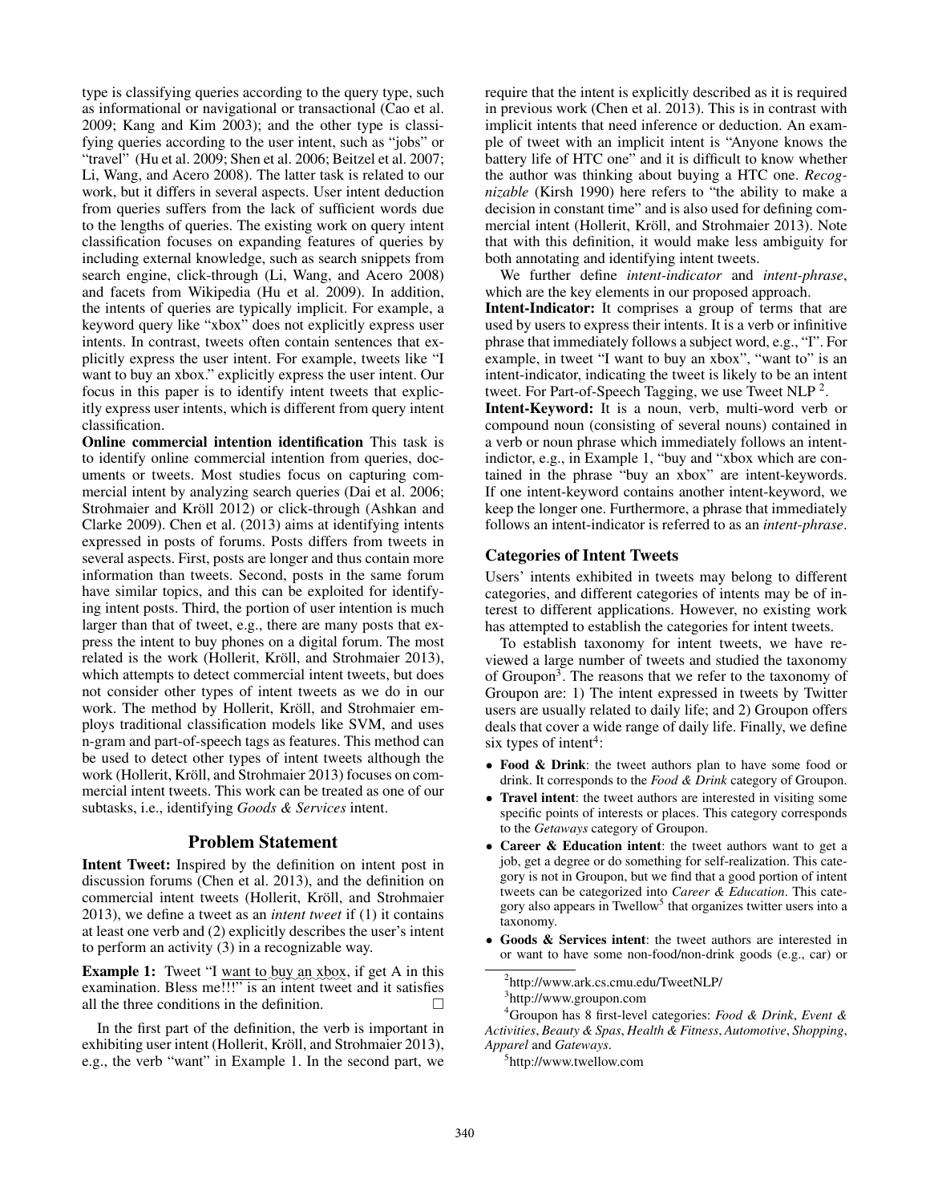type is classifying queries according to the query type, such as informational or navigational or transactional (Cao et al. 2009; Kang and Kim 2003); and the other type is classifying queries according to the user intent, such as "jobs" or "travel" (Hu et al. 2009; Shen et al. 2006; Beitzel et al. 2007; Li, Wang, and Acero 2008). The latter task is related to our work, but it differs in several aspects. User intent deduction from queries suffers from the lack of sufficient words due to the lengths of queries. The existing work on query intent classification focuses on expanding features of queries by including external knowledge, such as search snippets from search engine, click-through (Li, Wang, and Acero 2008) and facets from Wikipedia (Hu et al. 2009). In addition, the intents of queries are typically implicit. For example, a keyword query like "xbox" does not explicitly express user intents. In contrast, tweets often contain sentences that explicitly express the user intent. For example, tweets like "I want to buy an xbox." explicitly express the user intent. Our focus in this paper is to identify intent tweets that explicitly express user intents, which is different from query intent classification.

**Online commercial intention identification** This task is to identify online commercial intention from queries, documents or tweets. Most studies focus on capturing commercial intent by analyzing search queries (Dai et al. 2006; Strohmaier and Kröll 2012) or click-through (Ashkan and Clarke 2009). Chen et al. (2013) aims at identifying intents expressed in posts of forums. Posts differs from tweets in several aspects. First, posts are longer and thus contain more information than tweets. Second, posts in the same forum have similar topics, and this can be exploited for identifying intent posts. Third, the portion of user intention is much larger than that of tweet, e.g., there are many posts that express the intent to buy phones on a digital forum. The most related is the work (Hollerit, Kröll, and Strohmaier 2013), which attempts to detect commercial intent tweets, but does not consider other types of intent tweets as we do in our work. The method by Hollerit, Kröll, and Strohmaier employs traditional classification models like SVM, and uses n-gram and part-of-speech tags as features. This method can be used to detect other types of intent tweets although the work (Hollerit, Kröll, and Strohmaier 2013) focuses on commercial intent tweets. This work can be treated as one of our subtasks, i.e., identifying *Goods & Services* intent.

## Problem Statement

**Intent Tweet:** Inspired by the definition on intent post in discussion forums (Chen et al. 2013), and the definition on commercial intent tweets (Hollerit, Kröll, and Strohmaier 2013), we define a tweet as an *intent tweet* if (1) it contains at least one verb and (2) explicitly describes the user's intent to perform an activity (3) in a recognizable way.

**Example 1:** Tweet "I want to buy an xbox, if get A in this examination. Bless me!!!" is an intent tweet and it satisfies all the three conditions in the definition. □

In the first part of the definition, the verb is important in exhibiting user intent (Hollerit, Kröll, and Strohmaier 2013), e.g., the verb "want" in Example 1. In the second part, we require that the intent is explicitly described as it is required in previous work (Chen et al. 2013). This is in contrast with implicit intents that need inference or deduction. An example of tweet with an implicit intent is "Anyone knows the battery life of HTC one" and it is difficult to know whether the author was thinking about buying a HTC one. *Recognizable* (Kirsh 1990) here refers to "the ability to make a decision in constant time" and is also used for defining commercial intent (Hollerit, Kröll, and Strohmaier 2013). Note that with this definition, it would make less ambiguity for both annotating and identifying intent tweets.

We further define *intent-indicator* and *intent-phrase*, which are the key elements in our proposed approach.

**Intent-Indicator:** It comprises a group of terms that are used by users to express their intents. It is a verb or infinitive phrase that immediately follows a subject word, e.g., "I". For example, in tweet "I want to buy an xbox", "want to" is an intent-indicator, indicating the tweet is likely to be an intent tweet. For Part-of-Speech Tagging, we use Tweet NLP [2].

**Intent-Keyword:** It is a noun, verb, multi-word verb or compound noun (consisting of several nouns) contained in a verb or noun phrase which immediately follows an intent-indictor, e.g., in Example 1, "buy and "xbox which are contained in the phrase "buy an xbox" are intent-keywords. If one intent-keyword contains another intent-keyword, we keep the longer one. Furthermore, a phrase that immediately follows an intent-indicator is referred to as an *intent-phrase*.

### Categories of Intent Tweets

Users' intents exhibited in tweets may belong to different categories, and different categories of intents may be of interest to different applications. However, no existing work has attempted to establish the categories for intent tweets.

To establish taxonomy for intent tweets, we have reviewed a large number of tweets and studied the taxonomy of Groupon[3]. The reasons that we refer to the taxonomy of Groupon are: 1) The intent expressed in tweets by Twitter users are usually related to daily life; and 2) Groupon offers deals that cover a wide range of daily life. Finally, we define six types of intent[4]:

- **Food & Drink**: the tweet authors plan to have some food or drink. It corresponds to the *Food & Drink* category of Groupon.
- **Travel intent**: the tweet authors are interested in visiting some specific points of interests or places. This category corresponds to the *Getaways* category of Groupon.
- **Career & Education intent**: the tweet authors want to get a job, get a degree or do something for self-realization. This category is not in Groupon, but we find that a good portion of intent tweets can be categorized into *Career & Education*. This category also appears in Twellow[5] that organizes twitter users into a taxonomy.
- **Goods & Services intent**: the tweet authors are interested in or want to have some non-food/non-drink goods (e.g., car) or

[2] http://www.ark.cs.cmu.edu/TweetNLP/

[3] http://www.groupon.com

[4] Groupon has 8 first-level categories: *Food & Drink*, *Event & Activities*, *Beauty & Spas*, *Health & Fitness*, *Automotive*, *Shopping*, *Apparel* and *Gateways*.

[5] http://www.twellow.com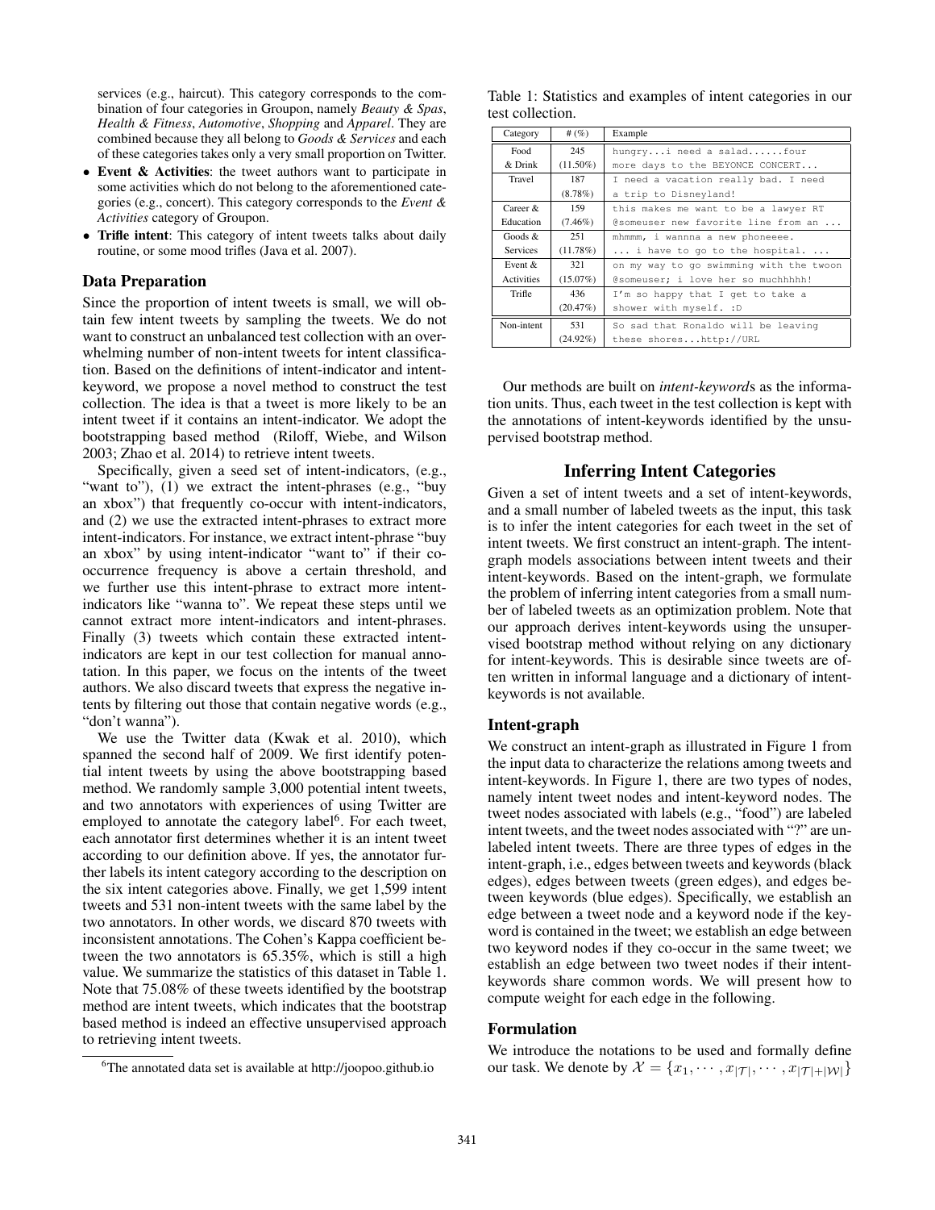services (e.g., haircut). This category corresponds to the combination of four categories in Groupon, namely *Beauty & Spas*, *Health & Fitness*, *Automotive*, *Shopping* and *Apparel*. They are combined because they all belong to *Goods & Services* and each of these categories takes only a very small proportion on Twitter.

- **Event & Activities**: the tweet authors want to participate in some activities which do not belong to the aforementioned categories (e.g., concert). This category corresponds to the *Event & Activities* category of Groupon.
- **Trifle intent**: This category of intent tweets talks about daily routine, or some mood trifles (Java et al. 2007).

## Data Preparation

Since the proportion of intent tweets is small, we will obtain few intent tweets by sampling the tweets. We do not want to construct an unbalanced test collection with an overwhelming number of non-intent tweets for intent classification. Based on the definitions of intent-indicator and intent-keyword, we propose a novel method to construct the test collection. The idea is that a tweet is more likely to be an intent tweet if it contains an intent-indicator. We adopt the bootstrapping based method (Riloff, Wiebe, and Wilson 2003; Zhao et al. 2014) to retrieve intent tweets.

Specifically, given a seed set of intent-indicators, (e.g., "want to"), (1) we extract the intent-phrases (e.g., "buy an xbox") that frequently co-occur with intent-indicators, and (2) we use the extracted intent-phrases to extract more intent-indicators. For instance, we extract intent-phrase "buy an xbox" by using intent-indicator "want to" if their co-occurrence frequency is above a certain threshold, and we further use this intent-phrase to extract more intent-indicators like "wanna to". We repeat these steps until we cannot extract more intent-indicators and intent-phrases. Finally (3) tweets which contain these extracted intent-indicators are kept in our test collection for manual annotation. In this paper, we focus on the intents of the tweet authors. We also discard tweets that express the negative intents by filtering out those that contain negative words (e.g., "don't wanna").

We use the Twitter data (Kwak et al. 2010), which spanned the second half of 2009. We first identify potential intent tweets by using the above bootstrapping based method. We randomly sample 3,000 potential intent tweets, and two annotators with experiences of using Twitter are employed to annotate the category label[6]. For each tweet, each annotator first determines whether it is an intent tweet according to our definition above. If yes, the annotator further labels its intent category according to the description on the six intent categories above. Finally, we get 1,599 intent tweets and 531 non-intent tweets with the same label by the two annotators. In other words, we discard 870 tweets with inconsistent annotations. The Cohen's Kappa coefficient between the two annotators is 65.35%, which is still a high value. We summarize the statistics of this dataset in Table 1. Note that 75.08% of these tweets identified by the bootstrap method are intent tweets, which indicates that the bootstrap based method is indeed an effective unsupervised approach to retrieving intent tweets.

[6] The annotated data set is available at http://joopoo.github.io

Table 1: Statistics and examples of intent categories in our test collection.

| Category | # (%) | Example |
|---|---|---|
| Food & Drink | 245 (11.50%) | hungry...i need a salad......four more days to the BEYONCE CONCERT... |
| Travel | 187 (8.78%) | I need a vacation really bad. I need a trip to Disneyland! |
| Career & Education | 159 (7.46%) | this makes me want to be a lawyer RT @someuser new favorite line from an ... |
| Goods & Services | 251 (11.78%) | mhmmm, i wannna a new phoneeee. ... i have to go to the hospital. ... |
| Event & Activities | 321 (15.07%) | on my way to go swimming with the twoon @someuser; i love her so muchhhhh! |
| Trifle | 436 (20.47%) | I'm so happy that I get to take a shower with myself. :D |
| Non-intent | 531 (24.92%) | So sad that Ronaldo will be leaving these shores...http://URL |

Our methods are built on *intent-keyword*s as the information units. Thus, each tweet in the test collection is kept with the annotations of intent-keywords identified by the unsupervised bootstrap method.

# Inferring Intent Categories

Given a set of intent tweets and a set of intent-keywords, and a small number of labeled tweets as the input, this task is to infer the intent categories for each tweet in the set of intent tweets. We first construct an intent-graph. The intent-graph models associations between intent tweets and their intent-keywords. Based on the intent-graph, we formulate the problem of inferring intent categories from a small number of labeled tweets as an optimization problem. Note that our approach derives intent-keywords using the unsupervised bootstrap method without relying on any dictionary for intent-keywords. This is desirable since tweets are often written in informal language and a dictionary of intent-keywords is not available.

## Intent-graph

We construct an intent-graph as illustrated in Figure 1 from the input data to characterize the relations among tweets and intent-keywords. In Figure 1, there are two types of nodes, namely intent tweet nodes and intent-keyword nodes. The tweet nodes associated with labels (e.g., "food") are labeled intent tweets, and the tweet nodes associated with "?" are unlabeled intent tweets. There are three types of edges in the intent-graph, i.e., edges between tweets and keywords (black edges), edges between tweets (green edges), and edges between keywords (blue edges). Specifically, we establish an edge between a tweet node and a keyword node if the keyword is contained in the tweet; we establish an edge between two keyword nodes if they co-occur in the same tweet; we establish an edge between two tweet nodes if their intent-keywords share common words. We will present how to compute weight for each edge in the following.

## Formulation

We introduce the notations to be used and formally define our task. We denote by $\mathcal{X} = \{x_1, \cdots, x_{|\mathcal{T}|}, \cdots, x_{|\mathcal{T}|+|\mathcal{W}|}\}$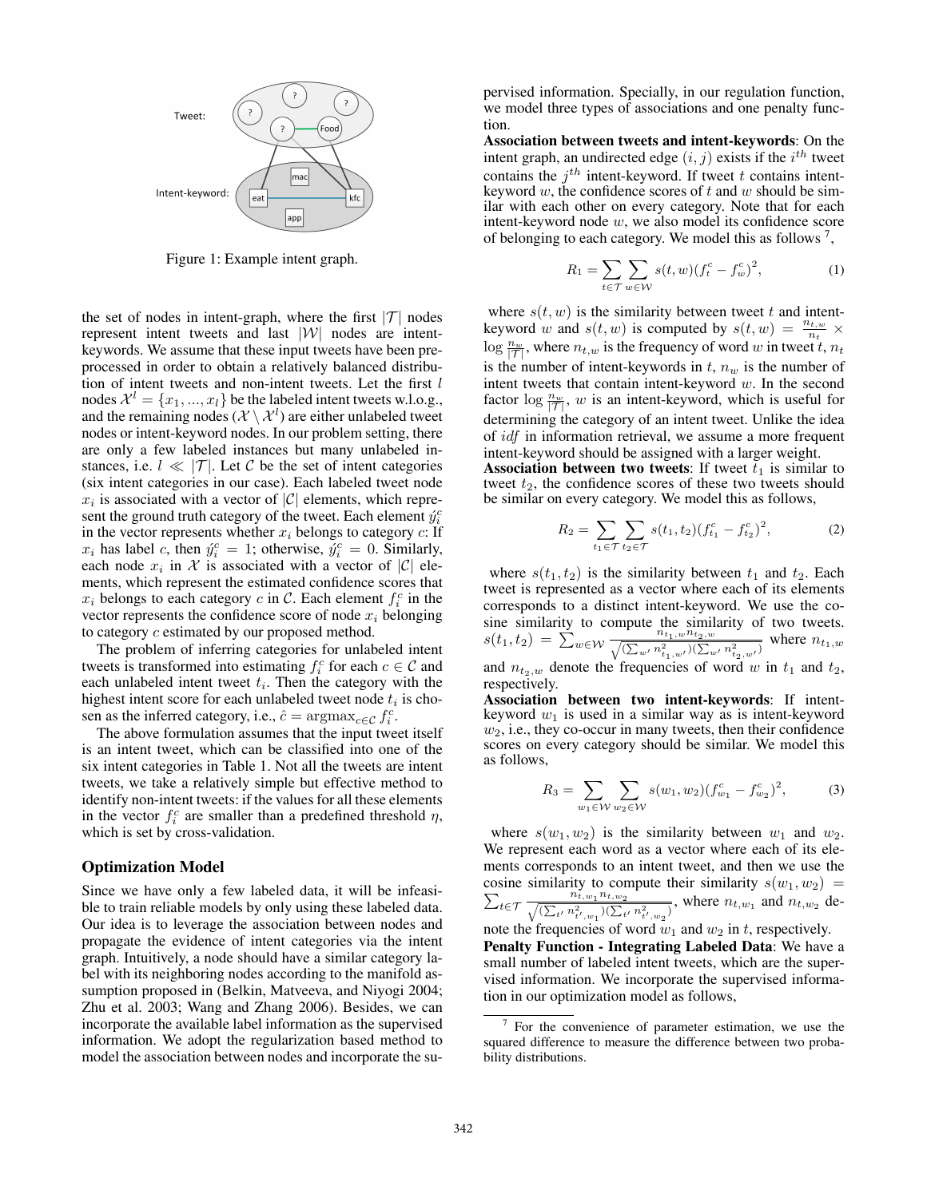Figure 1: Example intent graph.

the set of nodes in intent-graph, where the first $|\mathcal{T}|$ nodes represent intent tweets and last $|\mathcal{W}|$ nodes are intent-keywords. We assume that these input tweets have been preprocessed in order to obtain a relatively balanced distribution of intent tweets and non-intent tweets. Let the first $l$ nodes $\mathcal{X}^l = \{x_1, ..., x_l\}$ be the labeled intent tweets w.l.o.g., and the remaining nodes $(\mathcal{X} \setminus \mathcal{X}^l)$ are either unlabeled tweet nodes or intent-keyword nodes. In our problem setting, there are only a few labeled instances but many unlabeled instances, i.e. $l \ll |\mathcal{T}|$. Let $\mathcal{C}$ be the set of intent categories (six intent categories in our case). Each labeled tweet node $x_i$ is associated with a vector of $|\mathcal{C}|$ elements, which represent the ground truth category of the tweet. Each element $\acute{y}_i^c$ in the vector represents whether $x_i$ belongs to category $c$: If $x_i$ has label $c$, then $\acute{y}_i^c = 1$; otherwise, $\acute{y}_i^c = 0$. Similarly, each node $x_i$ in $\mathcal{X}$ is associated with a vector of $|\mathcal{C}|$ elements, which represent the estimated confidence scores that $x_i$ belongs to each category $c$ in $\mathcal{C}$. Each element $f_i^c$ in the vector represents the confidence score of node $x_i$ belonging to category $c$ estimated by our proposed method.

The problem of inferring categories for unlabeled intent tweets is transformed into estimating $f_i^c$ for each $c \in \mathcal{C}$ and each unlabeled intent tweet $t_i$. Then the category with the highest intent score for each unlabeled tweet node $t_i$ is chosen as the inferred category, i.e., $\hat{c} = \text{argmax}_{c \in \mathcal{C}} f_i^c$.

The above formulation assumes that the input tweet itself is an intent tweet, which can be classified into one of the six intent categories in Table 1. Not all the tweets are intent tweets, we take a relatively simple but effective method to identify non-intent tweets: if the values for all these elements in the vector $f_i^c$ are smaller than a predefined threshold $\eta$, which is set by cross-validation.

## Optimization Model

Since we have only a few labeled data, it will be infeasible to train reliable models by only using these labeled data. Our idea is to leverage the association between nodes and propagate the evidence of intent categories via the intent graph. Intuitively, a node should have a similar category label with its neighboring nodes according to the manifold assumption proposed in (Belkin, Matveeva, and Niyogi 2004; Zhu et al. 2003; Wang and Zhang 2006). Besides, we can incorporate the available label information as the supervised information. We adopt the regularization based method to model the association between nodes and incorporate the supervised information. Specially, in our regulation function, we model three types of associations and one penalty function.

**Association between tweets and intent-keywords**: On the intent graph, an undirected edge $(i, j)$ exists if the $i^{th}$ tweet contains the $j^{th}$ intent-keyword. If tweet $t$ contains intent-keyword $w$, the confidence scores of $t$ and $w$ should be similar with each other on every category. Note that for each intent-keyword node $w$, we also model its confidence score of belonging to each category. We model this as follows [7],

$$R_1 = \sum_{t \in \mathcal{T}} \sum_{w \in \mathcal{W}} s(t, w)(f_t^c - f_w^c)^2, \tag{1}$$

where $s(t, w)$ is the similarity between tweet $t$ and intent-keyword $w$ and $s(t, w)$ is computed by $s(t, w) = \frac{n_{t,w}}{n_t} \times \log \frac{n_w}{|\mathcal{T}|}$, where $n_{t,w}$ is the frequency of word $w$ in tweet $t$, $n_t$ is the number of intent-keywords in $t$, $n_w$ is the number of intent tweets that contain intent-keyword $w$. In the second factor $\log \frac{n_w}{|\mathcal{T}|}$, $w$ is an intent-keyword, which is useful for determining the category of an intent tweet. Unlike the idea of $idf$ in information retrieval, we assume a more frequent intent-keyword should be assigned with a larger weight.

**Association between two tweets**: If tweet $t_1$ is similar to tweet $t_2$, the confidence scores of these two tweets should be similar on every category. We model this as follows,

$$R_2 = \sum_{t_1 \in \mathcal{T}} \sum_{t_2 \in \mathcal{T}} s(t_1, t_2)(f_{t_1}^c - f_{t_2}^c)^2, \tag{2}$$

where $s(t_1, t_2)$ is the similarity between $t_1$ and $t_2$. Each tweet is represented as a vector where each of its elements corresponds to a distinct intent-keyword. We use the cosine similarity to compute the similarity of two tweets. $s(t_1, t_2) = \sum_{w \in \mathcal{W}} \frac{n_{t_1,w} n_{t_2,w}}{\sqrt{(\sum_{w'} n_{t_1,w'}^2)(\sum_{w'} n_{t_2,w'}^2)}}$ where $n_{t_1,w}$ and $n_{t_2,w}$ denote the frequencies of word $w$ in $t_1$ and $t_2$, respectively.

**Association between two intent-keywords**: If intent-keyword $w_1$ is used in a similar way as is intent-keyword $w_2$, i.e., they co-occur in many tweets, then their confidence scores on every category should be similar. We model this as follows,

$$R_3 = \sum_{w_1 \in \mathcal{W}} \sum_{w_2 \in \mathcal{W}} s(w_1, w_2)(f_{w_1}^c - f_{w_2}^c)^2, \tag{3}$$

where $s(w_1, w_2)$ is the similarity between $w_1$ and $w_2$. We represent each word as a vector where each of its elements corresponds to an intent tweet, and then we use the cosine similarity to compute their similarity $s(w_1, w_2) = \sum_{t \in \mathcal{T}} \frac{n_{t,w_1} n_{t,w_2}}{\sqrt{(\sum_{t'} n_{t',w_1}^2)(\sum_{t'} n_{t',w_2}^2)}}$, where $n_{t,w_1}$ and $n_{t,w_2}$ denote the frequencies of word $w_1$ and $w_2$ in $t$, respectively.

**Penalty Function - Integrating Labeled Data**: We have a small number of labeled intent tweets, which are the supervised information. We incorporate the supervised information in our optimization model as follows,

[7] For the convenience of parameter estimation, we use the squared difference to measure the difference between two probability distributions.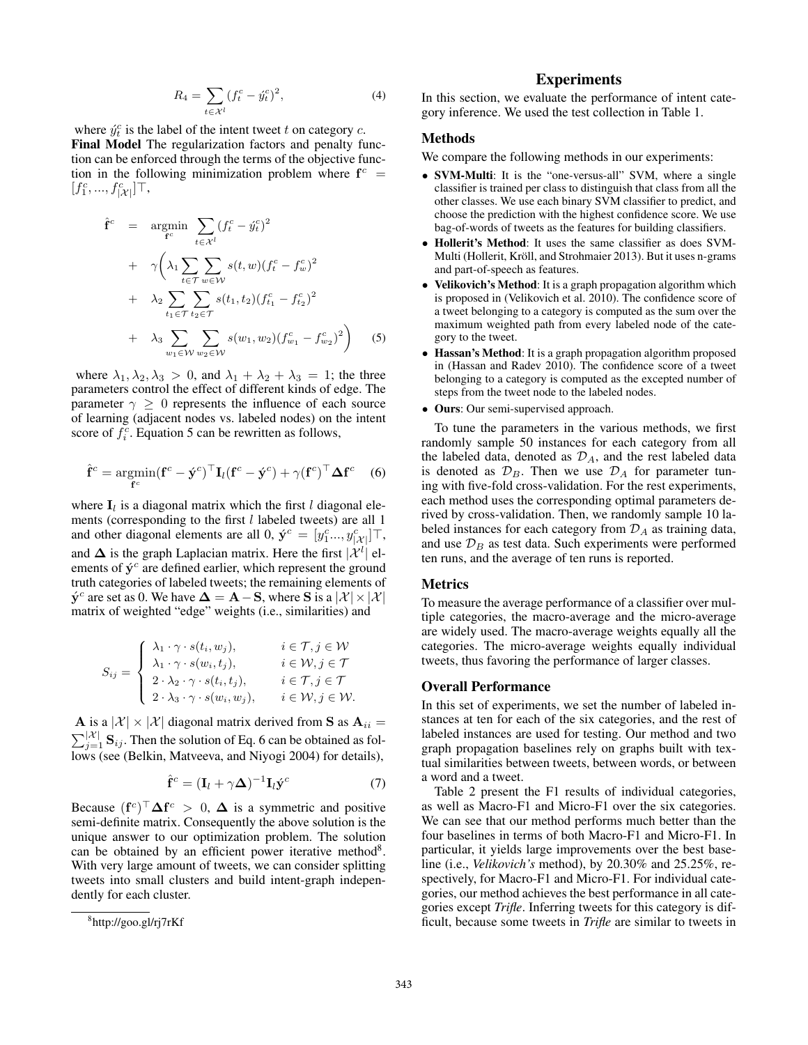$$R_4 = \sum_{t \in \mathcal{X}^l} (f_t^c - \acute{y}_t^c)^2, \tag{4}$$

where $\acute{y}_t^c$ is the label of the intent tweet $t$ on category $c$.

**Final Model** The regularization factors and penalty function can be enforced through the terms of the objective function in the following minimization problem where $\mathbf{f}^c = [f_1^c, ..., f_{|\mathcal{X}|}^c]^\top$,

$$\begin{aligned}
\hat{\mathbf{f}}^c &= \underset{\mathbf{f}^c}{\operatorname{argmin}} \sum_{t \in \mathcal{X}^l} (f_t^c - \acute{y}_t^c)^2 \\
&+ \gamma \Big( \lambda_1 \sum_{t \in \mathcal{T}} \sum_{w \in \mathcal{W}} s(t, w)(f_t^c - f_w^c)^2 \\
&+ \lambda_2 \sum_{t_1 \in \mathcal{T}} \sum_{t_2 \in \mathcal{T}} s(t_1, t_2)(f_{t_1}^c - f_{t_2}^c)^2 \\
&+ \lambda_3 \sum_{w_1 \in \mathcal{W}} \sum_{w_2 \in \mathcal{W}} s(w_1, w_2)(f_{w_1}^c - f_{w_2}^c)^2 \Big)
\end{aligned} \tag{5}$$

where $\lambda_1, \lambda_2, \lambda_3 > 0$, and $\lambda_1 + \lambda_2 + \lambda_3 = 1$; the three parameters control the effect of different kinds of edge. The parameter $\gamma \geq 0$ represents the influence of each source of learning (adjacent nodes vs. labeled nodes) on the intent score of $f_i^c$. Equation 5 can be rewritten as follows,

$$\hat{\mathbf{f}}^c = \underset{\mathbf{f}^c}{\operatorname{argmin}} (\mathbf{f}^c - \acute{\mathbf{y}}^c)^\top \mathbf{I}_l (\mathbf{f}^c - \acute{\mathbf{y}}^c) + \gamma (\mathbf{f}^c)^\top \mathbf{\Delta} \mathbf{f}^c \tag{6}$$

where $\mathbf{I}_l$ is a diagonal matrix which the first $l$ diagonal elements (corresponding to the first $l$ labeled tweets) are all 1 and other diagonal elements are all 0, $\acute{\mathbf{y}}^c = [y_1^c ..., y_{|\mathcal{X}|}^c]^\top$, and $\mathbf{\Delta}$ is the graph Laplacian matrix. Here the first $|\mathcal{X}^l|$ elements of $\acute{\mathbf{y}}^c$ are defined earlier, which represent the ground truth categories of labeled tweets; the remaining elements of $\acute{\mathbf{y}}^c$ are set as 0. We have $\mathbf{\Delta} = \mathbf{A} - \mathbf{S}$, where $\mathbf{S}$ is a $|\mathcal{X}| \times |\mathcal{X}|$ matrix of weighted "edge" weights (i.e., similarities) and

$$S_{ij} = \begin{cases} \lambda_1 \cdot \gamma \cdot s(t_i, w_j), & i \in \mathcal{T}, j \in \mathcal{W} \\ \lambda_1 \cdot \gamma \cdot s(w_i, t_j), & i \in \mathcal{W}, j \in \mathcal{T} \\ 2 \cdot \lambda_2 \cdot \gamma \cdot s(t_i, t_j), & i \in \mathcal{T}, j \in \mathcal{T} \\ 2 \cdot \lambda_3 \cdot \gamma \cdot s(w_i, w_j), & i \in \mathcal{W}, j \in \mathcal{W}. \end{cases}$$

$\mathbf{A}$ is a $|\mathcal{X}| \times |\mathcal{X}|$ diagonal matrix derived from $\mathbf{S}$ as $\mathbf{A}_{ii} = \sum_{j=1}^{|\mathcal{X}|} \mathbf{S}_{ij}$. Then the solution of Eq. 6 can be obtained as follows (see (Belkin, Matveeva, and Niyogi 2004) for details),

$$\hat{\mathbf{f}}^c = (\mathbf{I}_l + \gamma \mathbf{\Delta})^{-1} \mathbf{I}_l \acute{\mathbf{y}}^c \tag{7}$$

Because $(\mathbf{f}^c)^\top \mathbf{\Delta} \mathbf{f}^c > 0$, $\mathbf{\Delta}$ is a symmetric and positive semi-definite matrix. Consequently the above solution is the unique answer to our optimization problem. The solution can be obtained by an efficient power iterative method[8]. With very large amount of tweets, we can consider splitting tweets into small clusters and build intent-graph independently for each cluster.

[8]http://goo.gl/rj7rKf

## Experiments

In this section, we evaluate the performance of intent category inference. We used the test collection in Table 1.

### Methods

We compare the following methods in our experiments:

- **SVM-Multi**: It is the "one-versus-all" SVM, where a single classifier is trained per class to distinguish that class from all the other classes. We use each binary SVM classifier to predict, and choose the prediction with the highest confidence score. We use bag-of-words of tweets as the features for building classifiers.
- **Hollerit's Method**: It uses the same classifier as does SVM-Multi (Hollerit, Kröll, and Strohmaier 2013). But it uses n-grams and part-of-speech as features.
- **Velikovich's Method**: It is a graph propagation algorithm which is proposed in (Velikovich et al. 2010). The confidence score of a tweet belonging to a category is computed as the sum over the maximum weighted path from every labeled node of the category to the tweet.
- **Hassan's Method**: It is a graph propagation algorithm proposed in (Hassan and Radev 2010). The confidence score of a tweet belonging to a category is computed as the excepted number of steps from the tweet node to the labeled nodes.
- **Ours**: Our semi-supervised approach.

To tune the parameters in the various methods, we first randomly sample 50 instances for each category from all the labeled data, denoted as $\mathcal{D}_A$, and the rest labeled data is denoted as $\mathcal{D}_B$. Then we use $\mathcal{D}_A$ for parameter tuning with five-fold cross-validation. For the rest experiments, each method uses the corresponding optimal parameters derived by cross-validation. Then, we randomly sample 10 labeled instances for each category from $\mathcal{D}_A$ as training data, and use $\mathcal{D}_B$ as test data. Such experiments were performed ten runs, and the average of ten runs is reported.

### Metrics

To measure the average performance of a classifier over multiple categories, the macro-average and the micro-average are widely used. The macro-average weights equally all the categories. The micro-average weights equally individual tweets, thus favoring the performance of larger classes.

### Overall Performance

In this set of experiments, we set the number of labeled instances at ten for each of the six categories, and the rest of labeled instances are used for testing. Our method and two graph propagation baselines rely on graphs built with textual similarities between tweets, between words, or between a word and a tweet.

Table 2 present the F1 results of individual categories, as well as Macro-F1 and Micro-F1 over the six categories. We can see that our method performs much better than the four baselines in terms of both Macro-F1 and Micro-F1. In particular, it yields large improvements over the best baseline (i.e., *Velikovich's* method), by 20.30% and 25.25%, respectively, for Macro-F1 and Micro-F1. For individual categories, our method achieves the best performance in all categories except ***Trifle***. Inferring tweets for this category is difficult, because some tweets in ***Trifle*** are similar to tweets in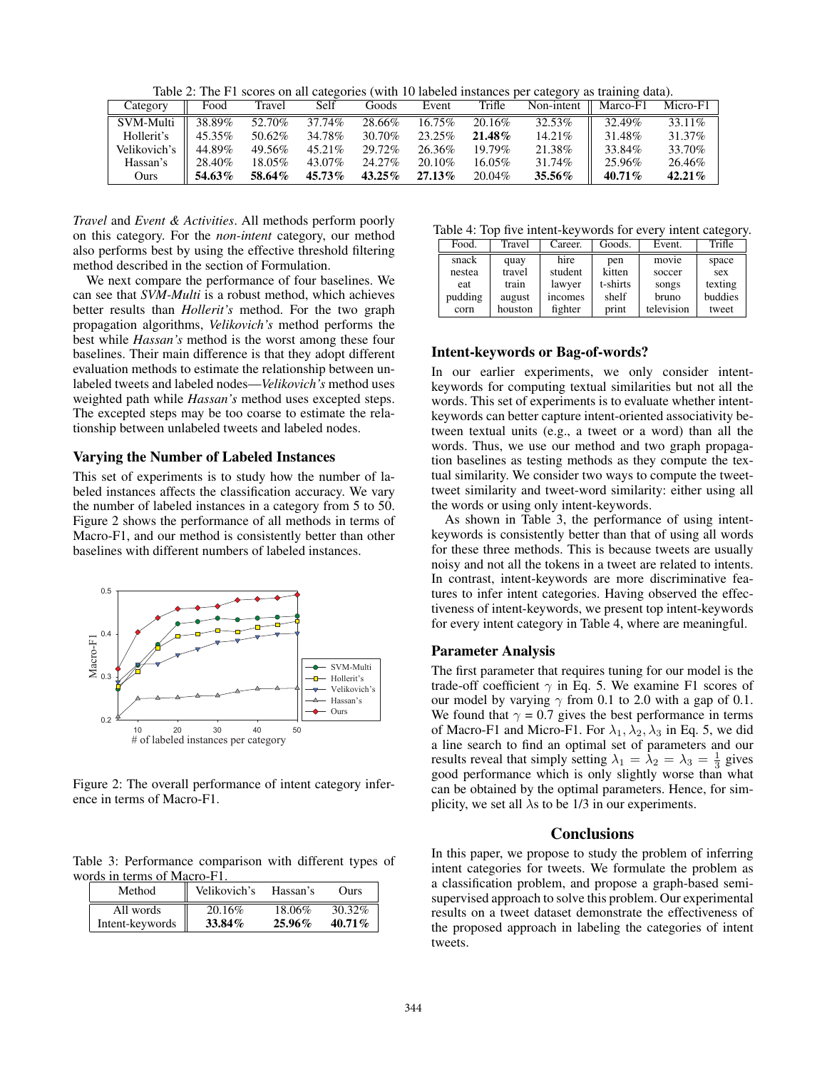Table 2: The F1 scores on all categories (with 10 labeled instances per category as training data).

| Category | Food | Travel | Self | Goods | Event | Trifle | Non-intent | Marco-F1 | Micro-F1 |
|---|---|---|---|---|---|---|---|---|---|
| SVM-Multi | 38.89% | 52.70% | 37.74% | 28.66% | 16.75% | 20.16% | 32.53% | 32.49% | 33.11% |
| Hollerit's | 45.35% | 50.62% | 34.78% | 30.70% | 23.25% | **21.48%** | 14.21% | 31.48% | 31.37% |
| Velikovich's | 44.89% | 49.56% | 45.21% | 29.72% | 26.36% | 19.79% | 21.38% | 33.84% | 33.70% |
| Hassan's | 28.40% | 18.05% | 43.07% | 24.27% | 20.10% | 16.05% | 31.74% | 25.96% | 26.46% |
| Ours | **54.63%** | **58.64%** | **45.73%** | **43.25%** | **27.13%** | 20.04% | **35.56%** | **40.71%** | **42.21%** |

*Travel* and *Event & Activities*. All methods perform poorly on this category. For the *non-intent* category, our method also performs best by using the effective threshold filtering method described in the section of Formulation.

We next compare the performance of four baselines. We can see that *SVM-Multi* is a robust method, which achieves better results than *Hollerit's* method. For the two graph propagation algorithms, *Velikovich's* method performs the best while *Hassan's* method is the worst among these four baselines. Their main difference is that they adopt different evaluation methods to estimate the relationship between unlabeled tweets and labeled nodes—*Velikovich's* method uses weighted path while *Hassan's* method uses excepted steps. The excepted steps may be too coarse to estimate the relationship between unlabeled tweets and labeled nodes.

### Varying the Number of Labeled Instances

This set of experiments is to study how the number of labeled instances affects the classification accuracy. We vary the number of labeled instances in a category from 5 to 50. Figure 2 shows the performance of all methods in terms of Macro-F1, and our method is consistently better than other baselines with different numbers of labeled instances.

Figure 2: The overall performance of intent category inference in terms of Macro-F1.

Table 3: Performance comparison with different types of words in terms of Macro-F1.

| Method | Velikovich's | Hassan's | Ours |
|---|---|---|---|
| All words | 20.16% | 18.06% | 30.32% |
| Intent-keywords | **33.84%** | **25.96%** | **40.71%** |

Table 4: Top five intent-keywords for every intent category.

| Food. | Travel | Career. | Goods. | Event. | Trifle |
|---|---|---|---|---|---|
| snack | quay | hire | pen | movie | space |
| nestea | travel | student | kitten | soccer | sex |
| eat | train | lawyer | t-shirts | songs | texting |
| pudding | august | incomes | shelf | bruno | buddies |
| corn | houston | fighter | print | television | tweet |

### Intent-keywords or Bag-of-words?

In our earlier experiments, we only consider intent-keywords for computing textual similarities but not all the words. This set of experiments is to evaluate whether intent-keywords can better capture intent-oriented associativity between textual units (e.g., a tweet or a word) than all the words. Thus, we use our method and two graph propagation baselines as testing methods as they compute the textual similarity. We consider two ways to compute the tweet-tweet similarity and tweet-word similarity: either using all the words or using only intent-keywords.

As shown in Table 3, the performance of using intent-keywords is consistently better than that of using all words for these three methods. This is because tweets are usually noisy and not all the tokens in a tweet are related to intents. In contrast, intent-keywords are more discriminative features to infer intent categories. Having observed the effectiveness of intent-keywords, we present top intent-keywords for every intent category in Table 4, where are meaningful.

### Parameter Analysis

The first parameter that requires tuning for our model is the trade-off coefficient $\gamma$ in Eq. 5. We examine F1 scores of our model by varying $\gamma$ from 0.1 to 2.0 with a gap of 0.1. We found that $\gamma$ = 0.7 gives the best performance in terms of Macro-F1 and Micro-F1. For $\lambda_1, \lambda_2, \lambda_3$ in Eq. 5, we did a line search to find an optimal set of parameters and our results reveal that simply setting $\lambda_1 = \lambda_2 = \lambda_3 = \frac{1}{3}$ gives good performance which is only slightly worse than what can be obtained by the optimal parameters. Hence, for simplicity, we set all $\lambda$s to be 1/3 in our experiments.

## Conclusions

In this paper, we propose to study the problem of inferring intent categories for tweets. We formulate the problem as a classification problem, and propose a graph-based semi-supervised approach to solve this problem. Our experimental results on a tweet dataset demonstrate the effectiveness of the proposed approach in labeling the categories of intent tweets.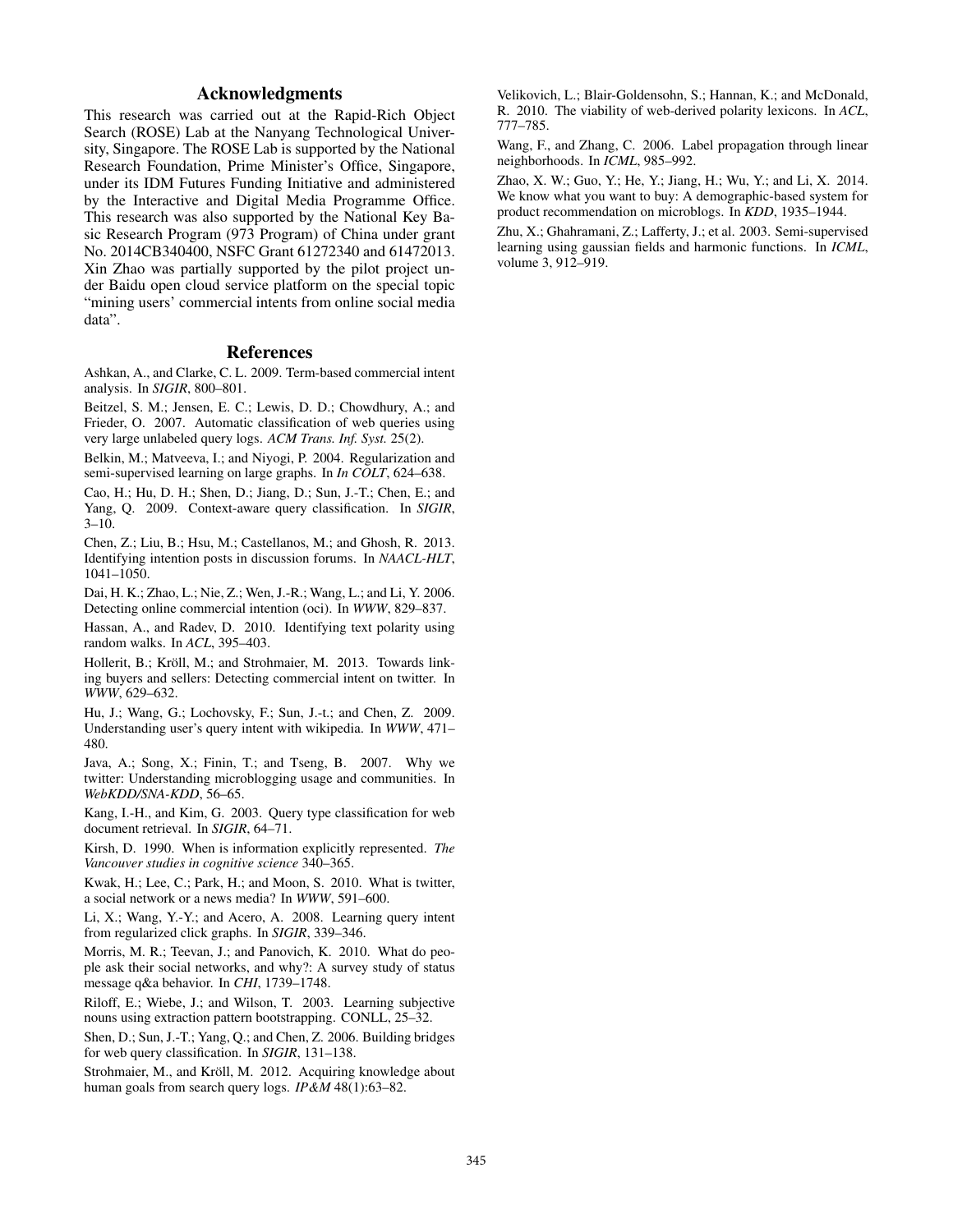## Acknowledgments

This research was carried out at the Rapid-Rich Object Search (ROSE) Lab at the Nanyang Technological University, Singapore. The ROSE Lab is supported by the National Research Foundation, Prime Minister's Office, Singapore, under its IDM Futures Funding Initiative and administered by the Interactive and Digital Media Programme Office. This research was also supported by the National Key Basic Research Program (973 Program) of China under grant No. 2014CB340400, NSFC Grant 61272340 and 61472013. Xin Zhao was partially supported by the pilot project under Baidu open cloud service platform on the special topic "mining users' commercial intents from online social media data".

## References

Ashkan, A., and Clarke, C. L. 2009. Term-based commercial intent analysis. In *SIGIR*, 800–801.

Beitzel, S. M.; Jensen, E. C.; Lewis, D. D.; Chowdhury, A.; and Frieder, O. 2007. Automatic classification of web queries using very large unlabeled query logs. *ACM Trans. Inf. Syst.* 25(2).

Belkin, M.; Matveeva, I.; and Niyogi, P. 2004. Regularization and semi-supervised learning on large graphs. In *In COLT*, 624–638.

Cao, H.; Hu, D. H.; Shen, D.; Jiang, D.; Sun, J.-T.; Chen, E.; and Yang, Q. 2009. Context-aware query classification. In *SIGIR*, 3–10.

Chen, Z.; Liu, B.; Hsu, M.; Castellanos, M.; and Ghosh, R. 2013. Identifying intention posts in discussion forums. In *NAACL-HLT*, 1041–1050.

Dai, H. K.; Zhao, L.; Nie, Z.; Wen, J.-R.; Wang, L.; and Li, Y. 2006. Detecting online commercial intention (oci). In *WWW*, 829–837.

Hassan, A., and Radev, D. 2010. Identifying text polarity using random walks. In *ACL*, 395–403.

Hollerit, B.; Kröll, M.; and Strohmaier, M. 2013. Towards linking buyers and sellers: Detecting commercial intent on twitter. In *WWW*, 629–632.

Hu, J.; Wang, G.; Lochovsky, F.; Sun, J.-t.; and Chen, Z. 2009. Understanding user's query intent with wikipedia. In *WWW*, 471–480.

Java, A.; Song, X.; Finin, T.; and Tseng, B. 2007. Why we twitter: Understanding microblogging usage and communities. In *WebKDD/SNA-KDD*, 56–65.

Kang, I.-H., and Kim, G. 2003. Query type classification for web document retrieval. In *SIGIR*, 64–71.

Kirsh, D. 1990. When is information explicitly represented. *The Vancouver studies in cognitive science* 340–365.

Kwak, H.; Lee, C.; Park, H.; and Moon, S. 2010. What is twitter, a social network or a news media? In *WWW*, 591–600.

Li, X.; Wang, Y.-Y.; and Acero, A. 2008. Learning query intent from regularized click graphs. In *SIGIR*, 339–346.

Morris, M. R.; Teevan, J.; and Panovich, K. 2010. What do people ask their social networks, and why?: A survey study of status message q&a behavior. In *CHI*, 1739–1748.

Riloff, E.; Wiebe, J.; and Wilson, T. 2003. Learning subjective nouns using extraction pattern bootstrapping. CONLL, 25–32.

Shen, D.; Sun, J.-T.; Yang, Q.; and Chen, Z. 2006. Building bridges for web query classification. In *SIGIR*, 131–138.

Strohmaier, M., and Kröll, M. 2012. Acquiring knowledge about human goals from search query logs. *IP&M* 48(1):63–82.

Velikovich, L.; Blair-Goldensohn, S.; Hannan, K.; and McDonald, R. 2010. The viability of web-derived polarity lexicons. In *ACL*, 777–785.

Wang, F., and Zhang, C. 2006. Label propagation through linear neighborhoods. In *ICML*, 985–992.

Zhao, X. W.; Guo, Y.; He, Y.; Jiang, H.; Wu, Y.; and Li, X. 2014. We know what you want to buy: A demographic-based system for product recommendation on microblogs. In *KDD*, 1935–1944.

Zhu, X.; Ghahramani, Z.; Lafferty, J.; et al. 2003. Semi-supervised learning using gaussian fields and harmonic functions. In *ICML*, volume 3, 912–919.